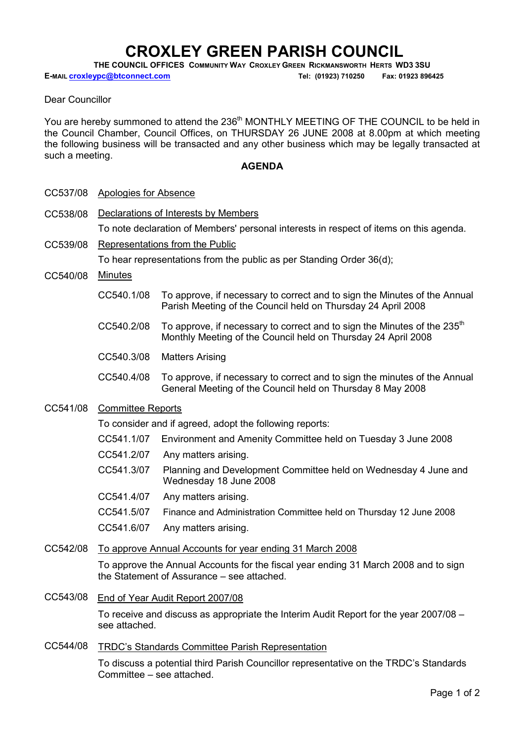# CROXLEY GREEN PARISH COUNCIL

**THE COUNCIL OFFICES COMMUNITY WAY CROXLEY GREEN RICKMANSWORTH HERTS WD3 3SU**

**E-MAIL croxleypc@btconnect.com** **Tel: (01923) 710250 Fax: 01923 896425**

Dear Councillor

You are hereby summoned to attend the 236th MONTHLY MEETING OF THE COUNCIL to be held in the Council Chamber, Council Offices, on THURSDAY 26 JUNE 2008 at 8.00pm at which meeting the following business will be transacted and any other business which may be legally transacted at such a meeting.

**AGENDA**

CC537/08 Apologies for Absence

CC538/08 Declarations of Interests by Members

To note declaration of Members' personal interests in respect of items on this agenda.

CC539/08 Representations from the Public

To hear representations from the public as per Standing Order 36(d);

CC540/08 Minutes

- CC540.1/08 To approve, if necessary to correct and to sign the Minutes of the Annual Parish Meeting of the Council held on Thursday 24 April 2008
- CC540.2/08 To approve, if necessary to correct and to sign the Minutes of the 235th Monthly Meeting of the Council held on Thursday 24 April 2008
- CC540.3/08 Matters Arising
- CC540.4/08 To approve, if necessary to correct and to sign the minutes of the Annual General Meeting of the Council held on Thursday 8 May 2008

CC541/08 Committee Reports

To consider and if agreed, adopt the following reports:

- CC541.1/07 Environment and Amenity Committee held on Tuesday 3 June 2008
- CC541.2/07 Any matters arising.
- CC541.3/07 Planning and Development Committee held on Wednesday 4 June and Wednesday 18 June 2008
- CC541.4/07 Any matters arising.
- CC541.5/07 Finance and Administration Committee held on Thursday 12 June 2008
- CC541.6/07 Any matters arising.

CC542/08 To approve Annual Accounts for year ending 31 March 2008

To approve the Annual Accounts for the fiscal year ending 31 March 2008 and to sign the Statement of Assurance – see attached.

CC543/08 End of Year Audit Report 2007/08

To receive and discuss as appropriate the Interim Audit Report for the year 2007/08 – see attached.

CC544/08 TRDC's Standards Committee Parish Representation

To discuss a potential third Parish Councillor representative on the TRDC's Standards Committee – see attached.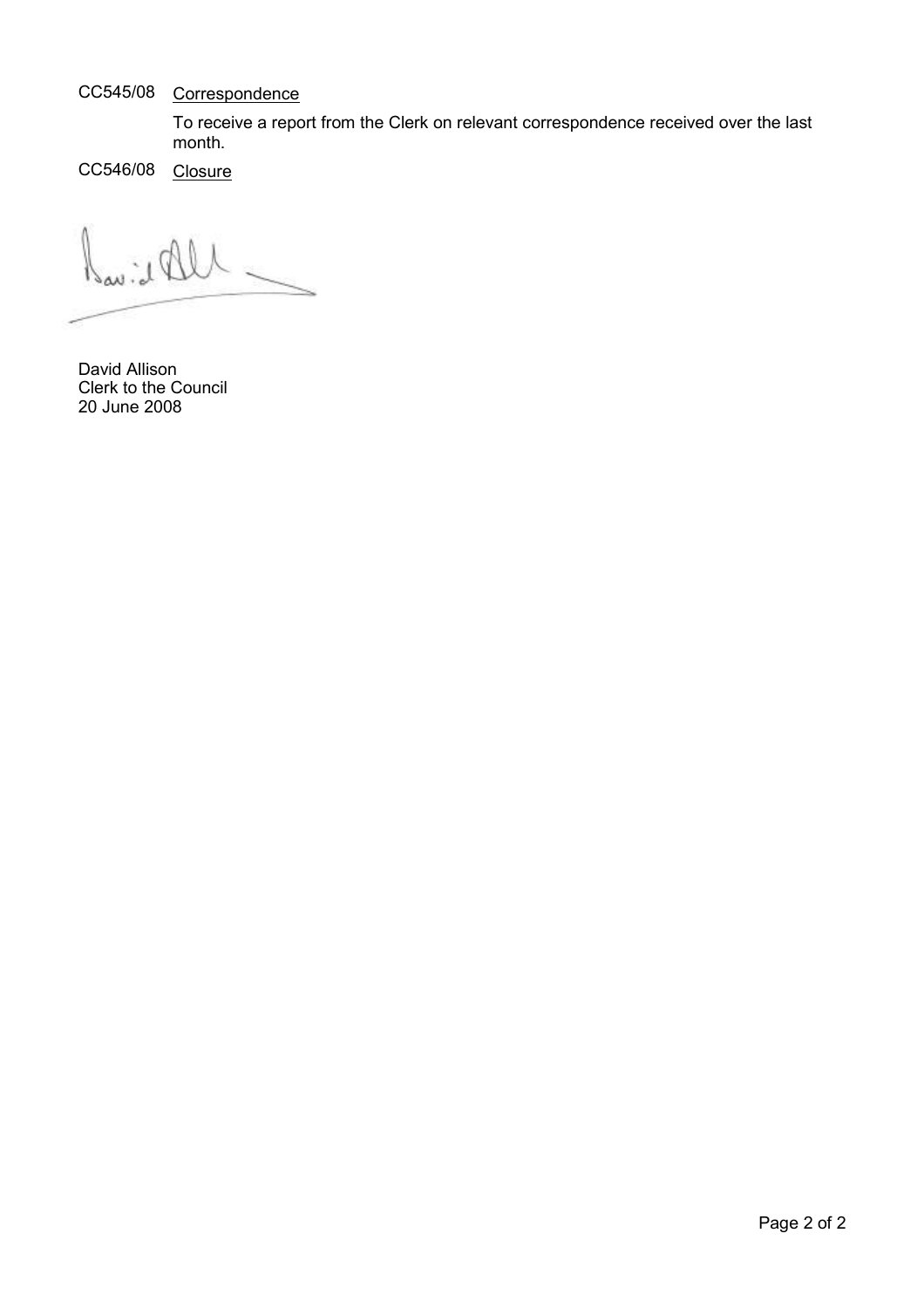CC545/08 Correspondence

To receive a report from the Clerk on relevant correspondence received over the last month.

CC546/08 Closure

David Allison
Clerk to the Council
20 June 2008